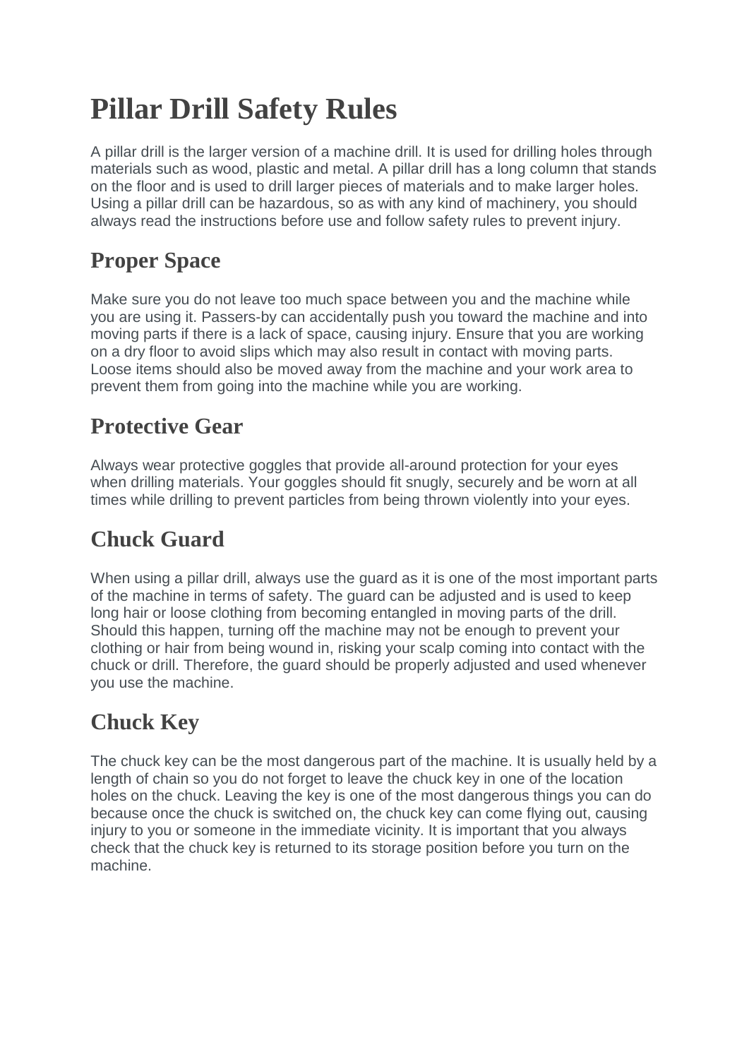# Pillar Drill Safety Rules

A pillar drill is the larger version of a machine drill. It is used for drilling holes through materials such as wood, plastic and metal. A pillar drill has a long column that stands on the floor and is used to drill larger pieces of materials and to make larger holes. Using a pillar drill can be hazardous, so as with any kind of machinery, you should always read the instructions before use and follow safety rules to prevent injury.

## Proper Space

Make sure you do not leave too much space between you and the machine while you are using it. Passers-by can accidentally push you toward the machine and into moving parts if there is a lack of space, causing injury. Ensure that you are working on a dry floor to avoid slips which may also result in contact with moving parts. Loose items should also be moved away from the machine and your work area to prevent them from going into the machine while you are working.

## Protective Gear

Always wear protective goggles that provide all-around protection for your eyes when drilling materials. Your goggles should fit snugly, securely and be worn at all times while drilling to prevent particles from being thrown violently into your eyes.

## Chuck Guard

When using a pillar drill, always use the guard as it is one of the most important parts of the machine in terms of safety. The guard can be adjusted and is used to keep long hair or loose clothing from becoming entangled in moving parts of the drill. Should this happen, turning off the machine may not be enough to prevent your clothing or hair from being wound in, risking your scalp coming into contact with the chuck or drill. Therefore, the guard should be properly adjusted and used whenever you use the machine.

## Chuck Key

The chuck key can be the most dangerous part of the machine. It is usually held by a length of chain so you do not forget to leave the chuck key in one of the location holes on the chuck. Leaving the key is one of the most dangerous things you can do because once the chuck is switched on, the chuck key can come flying out, causing injury to you or someone in the immediate vicinity. It is important that you always check that the chuck key is returned to its storage position before you turn on the machine.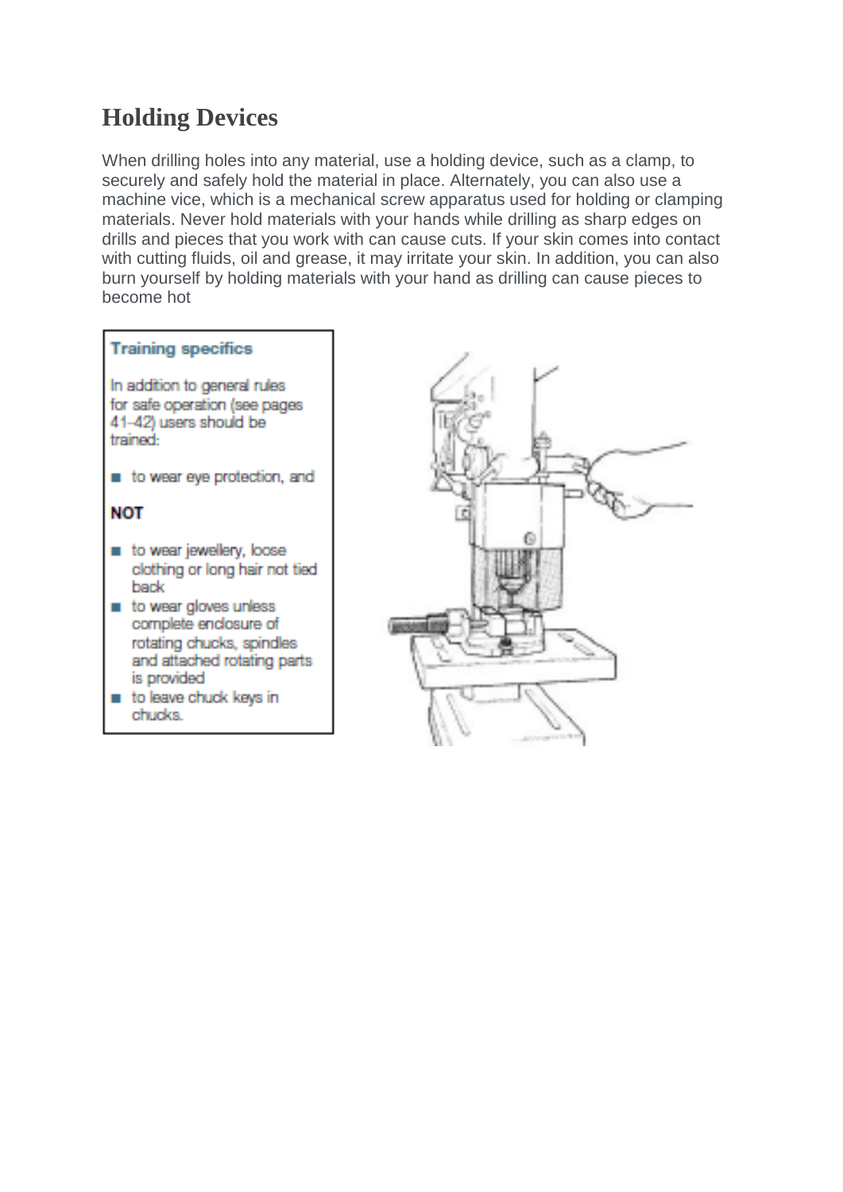# Holding Devices

When drilling holes into any material, use a holding device, such as a clamp, to securely and safely hold the material in place. Alternately, you can also use a machine vice, which is a mechanical screw apparatus used for holding or clamping materials. Never hold materials with your hands while drilling as sharp edges on drills and pieces that you work with can cause cuts. If your skin comes into contact with cutting fluids, oil and grease, it may irritate your skin. In addition, you can also burn yourself by holding materials with your hand as drilling can cause pieces to become hot

**Training specifics**

In addition to general rules for safe operation (see pages 41–42) users should be trained:

- to wear eye protection, and

**NOT**

- to wear jewellery, loose clothing or long hair not tied back
- to wear gloves unless complete enclosure of rotating chucks, spindles and attached rotating parts is provided
- to leave chuck keys in chucks.